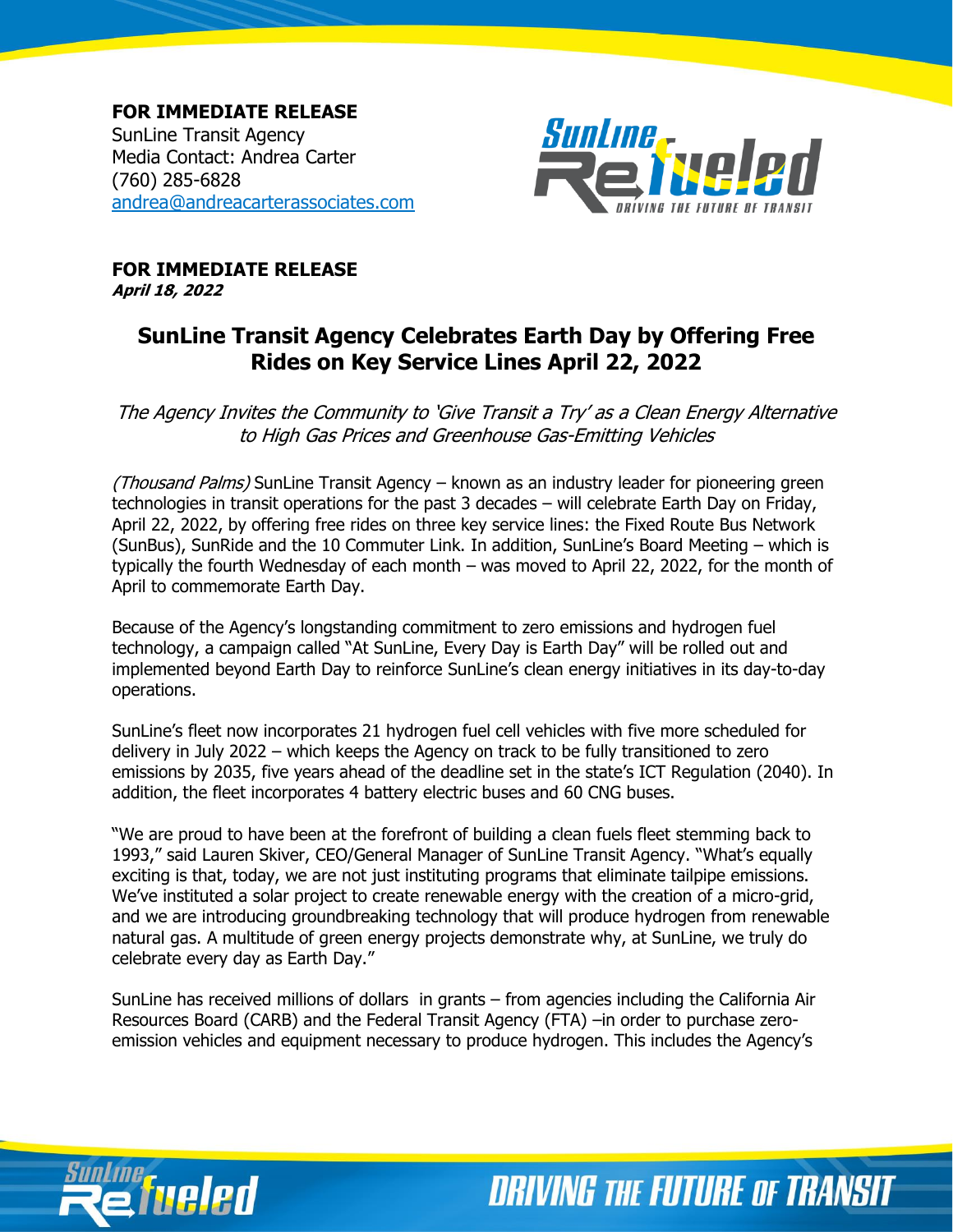**FOR IMMEDIATE RELEASE**
SunLine Transit Agency
Media Contact: Andrea Carter
(760) 285-6828
andrea@andreacarterassociates.com

**FOR IMMEDIATE RELEASE**
***April 18, 2022***

## SunLine Transit Agency Celebrates Earth Day by Offering Free Rides on Key Service Lines April 22, 2022

*The Agency Invites the Community to 'Give Transit a Try' as a Clean Energy Alternative to High Gas Prices and Greenhouse Gas-Emitting Vehicles*

*(Thousand Palms)* SunLine Transit Agency – known as an industry leader for pioneering green technologies in transit operations for the past 3 decades – will celebrate Earth Day on Friday, April 22, 2022, by offering free rides on three key service lines: the Fixed Route Bus Network (SunBus), SunRide and the 10 Commuter Link. In addition, SunLine's Board Meeting – which is typically the fourth Wednesday of each month – was moved to April 22, 2022, for the month of April to commemorate Earth Day.

Because of the Agency's longstanding commitment to zero emissions and hydrogen fuel technology, a campaign called "At SunLine, Every Day is Earth Day" will be rolled out and implemented beyond Earth Day to reinforce SunLine's clean energy initiatives in its day-to-day operations.

SunLine's fleet now incorporates 21 hydrogen fuel cell vehicles with five more scheduled for delivery in July 2022 – which keeps the Agency on track to be fully transitioned to zero emissions by 2035, five years ahead of the deadline set in the state's ICT Regulation (2040). In addition, the fleet incorporates 4 battery electric buses and 60 CNG buses.

"We are proud to have been at the forefront of building a clean fuels fleet stemming back to 1993," said Lauren Skiver, CEO/General Manager of SunLine Transit Agency. "What's equally exciting is that, today, we are not just instituting programs that eliminate tailpipe emissions. We've instituted a solar project to create renewable energy with the creation of a micro-grid, and we are introducing groundbreaking technology that will produce hydrogen from renewable natural gas. A multitude of green energy projects demonstrate why, at SunLine, we truly do celebrate every day as Earth Day."

SunLine has received millions of dollars in grants – from agencies including the California Air Resources Board (CARB) and the Federal Transit Agency (FTA) –in order to purchase zero-emission vehicles and equipment necessary to produce hydrogen. This includes the Agency's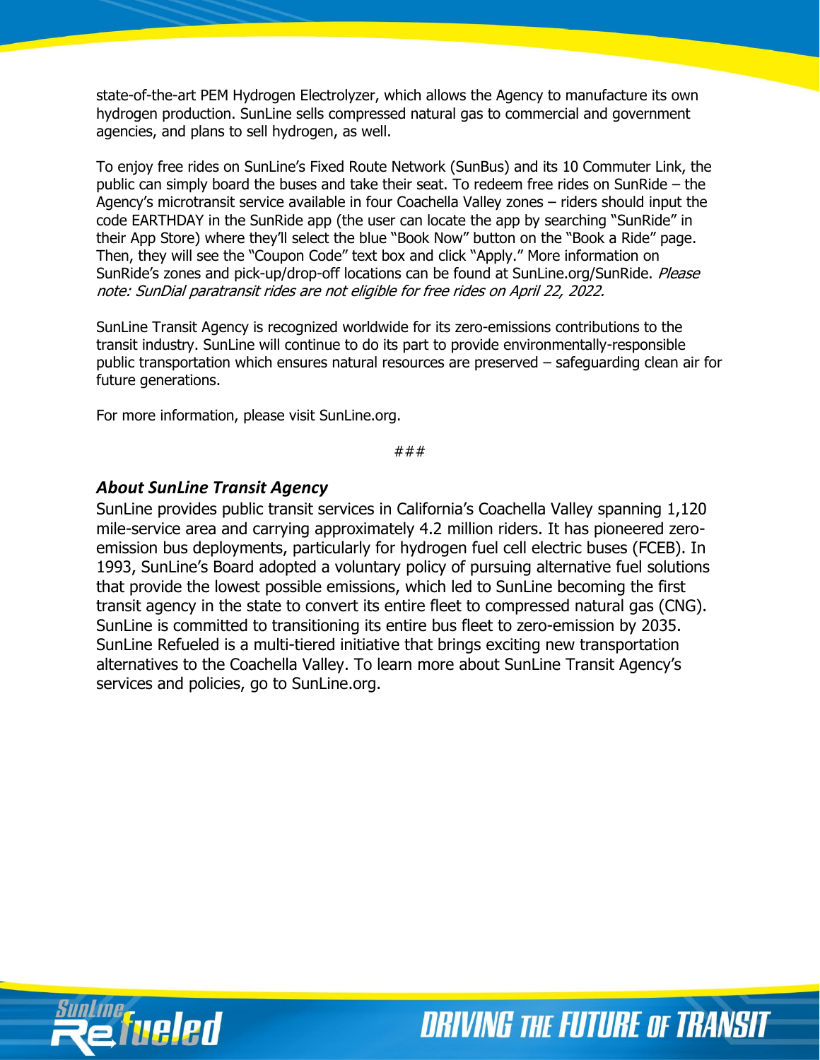state-of-the-art PEM Hydrogen Electrolyzer, which allows the Agency to manufacture its own hydrogen production. SunLine sells compressed natural gas to commercial and government agencies, and plans to sell hydrogen, as well.

To enjoy free rides on SunLine's Fixed Route Network (SunBus) and its 10 Commuter Link, the public can simply board the buses and take their seat. To redeem free rides on SunRide – the Agency's microtransit service available in four Coachella Valley zones – riders should input the code EARTHDAY in the SunRide app (the user can locate the app by searching "SunRide" in their App Store) where they'll select the blue "Book Now" button on the "Book a Ride" page. Then, they will see the "Coupon Code" text box and click "Apply." More information on SunRide's zones and pick-up/drop-off locations can be found at SunLine.org/SunRide. *Please note: SunDial paratransit rides are not eligible for free rides on April 22, 2022.*

SunLine Transit Agency is recognized worldwide for its zero-emissions contributions to the transit industry. SunLine will continue to do its part to provide environmentally-responsible public transportation which ensures natural resources are preserved – safeguarding clean air for future generations.

For more information, please visit SunLine.org.

###

### *About SunLine Transit Agency*

SunLine provides public transit services in California's Coachella Valley spanning 1,120 mile-service area and carrying approximately 4.2 million riders. It has pioneered zero-emission bus deployments, particularly for hydrogen fuel cell electric buses (FCEB). In 1993, SunLine's Board adopted a voluntary policy of pursuing alternative fuel solutions that provide the lowest possible emissions, which led to SunLine becoming the first transit agency in the state to convert its entire fleet to compressed natural gas (CNG). SunLine is committed to transitioning its entire bus fleet to zero-emission by 2035. SunLine Refueled is a multi-tiered initiative that brings exciting new transportation alternatives to the Coachella Valley. To learn more about SunLine Transit Agency's services and policies, go to SunLine.org.